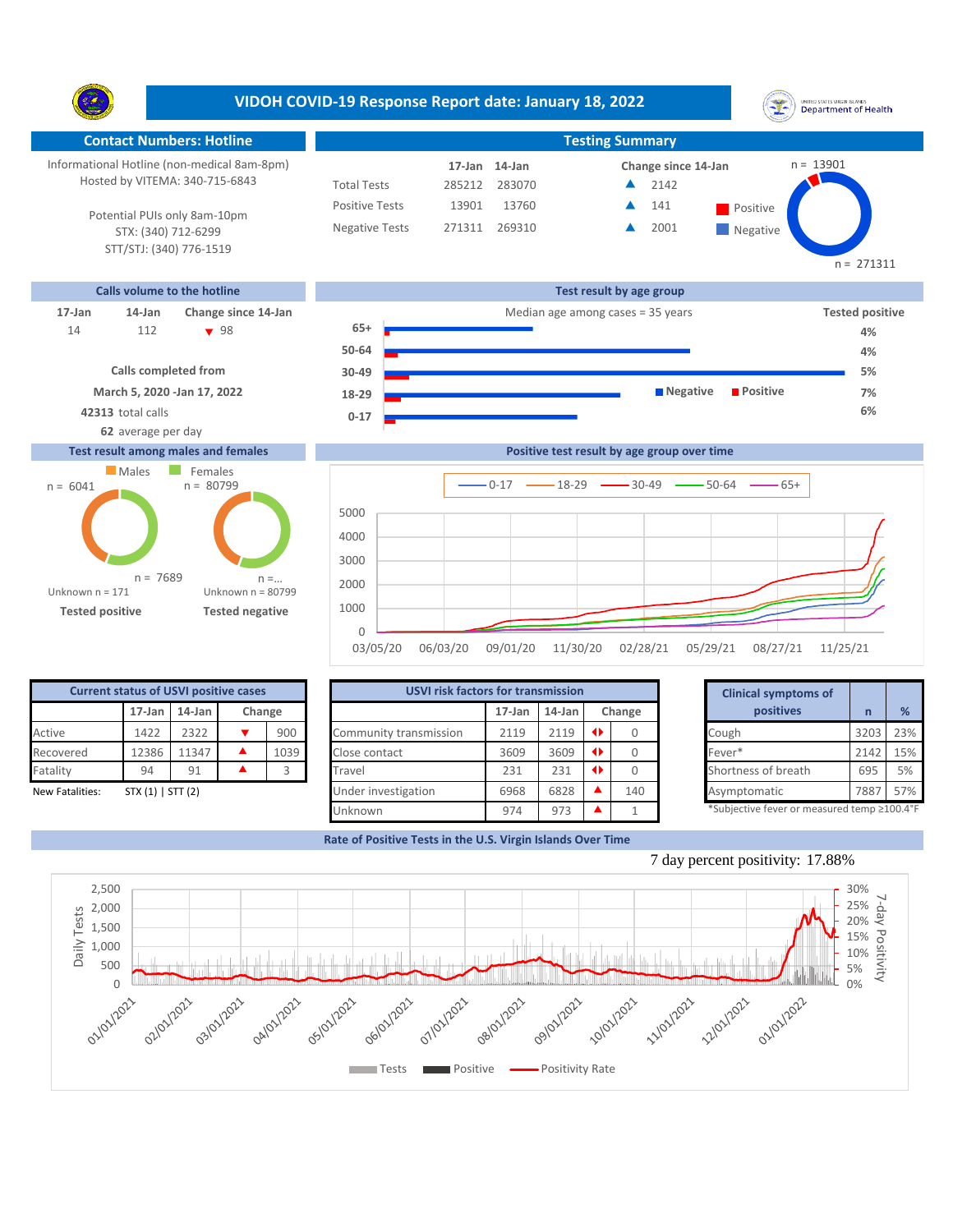# VIDOH COVID-19 Response Report date: January 18, 2022

## Contact Numbers: Hotline

Informational Hotline (non-medical 8am-8pm)
Hosted by VITEMA: 340-715-6843

Potential PUIs only 8am-10pm
STX: (340) 712-6299
STT/STJ: (340) 776-1519

## Testing Summary

| | 17-Jan | 14-Jan | Change since 14-Jan |
|---|---|---|---|
| Total Tests | 285212 | 283070 | ▲ 2142 |
| Positive Tests | 13901 | 13760 | ▲ 141 |
| Negative Tests | 271311 | 269310 | ▲ 2001 |

Positive n = 13901
Negative n = 271311

## Calls volume to the hotline

| 17-Jan | 14-Jan | Change since 14-Jan |
|---|---|---|
| 14 | 112 | ▼ 98 |

**Calls completed from**
**March 5, 2020 -Jan 17, 2022**
**42313** total calls
**62** average per day

## Test result by age group

Median age among cases = 35 years

| Age group | Tested positive |
|---|---|
| 65+ | 4% |
| 50-64 | 4% |
| 30-49 | 5% |
| 18-29 | 7% |
| 0-17 | 6% |

## Test result among males and females

Males / Females

Tested positive: Males n = 6041, Females n = 7689, Unknown n = 171

Tested negative: Males n = 80799, Females n =..., Unknown n = 80799

## Positive test result by age group over time

0-17, 18-29, 30-49, 50-64, 65+

## Current status of USVI positive cases

| | 17-Jan | 14-Jan | Change | |
|---|---|---|---|---|
| Active | 1422 | 2322 | ▼ | 900 |
| Recovered | 12386 | 11347 | ▲ | 1039 |
| Fatality | 94 | 91 | ▲ | 3 |

New Fatalities: STX (1) | STT (2)

## USVI risk factors for transmission

| | 17-Jan | 14-Jan | Change | |
|---|---|---|---|---|
| Community transmission | 2119 | 2119 | ◄► | 0 |
| Close contact | 3609 | 3609 | ◄► | 0 |
| Travel | 231 | 231 | ◄► | 0 |
| Under investigation | 6968 | 6828 | ▲ | 140 |
| Unknown | 974 | 973 | ▲ | 1 |

## Clinical symptoms of positives

| Clinical symptoms of positives | n | % |
|---|---|---|
| Cough | 3203 | 23% |
| Fever* | 2142 | 15% |
| Shortness of breath | 695 | 5% |
| Asymptomatic | 7887 | 57% |

*Subjective fever or measured temp ≥100.4°F

## Rate of Positive Tests in the U.S. Virgin Islands Over Time

7 day percent positivity: 17.88%

Tests / Positive / Positivity Rate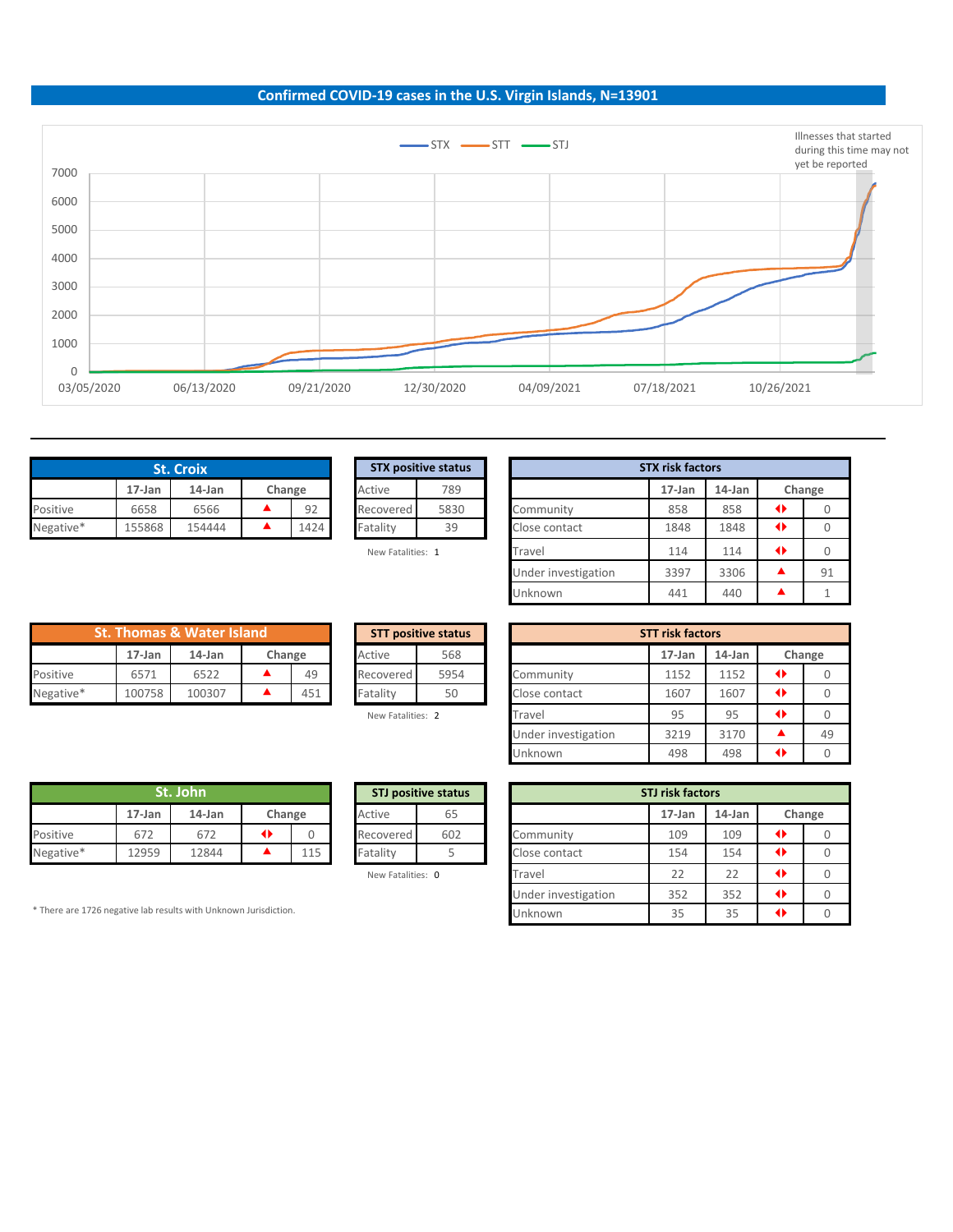## Confirmed COVID-19 cases in the U.S. Virgin Islands, N=13901

STX STT STJ

Illnesses that started during this time may not yet be reported

7000
6000
5000
4000
3000
2000
1000
0

03/05/2020 06/13/2020 09/21/2020 12/30/2020 04/09/2021 07/18/2021 10/26/2021

| St. Croix | 17-Jan | 14-Jan | Change | |
|---|---|---|---|---|
| Positive | 6658 | 6566 | ▲ | 92 |
| Negative* | 155868 | 154444 | ▲ | 1424 |

| STX positive status | |
|---|---|
| Active | 789 |
| Recovered | 5830 |
| Fatality | 39 |

New Fatalities: 1

| STX risk factors | 17-Jan | 14-Jan | Change | |
|---|---|---|---|---|
| Community | 858 | 858 | ◆ | 0 |
| Close contact | 1848 | 1848 | ◆ | 0 |
| Travel | 114 | 114 | ◆ | 0 |
| Under investigation | 3397 | 3306 | ▲ | 91 |
| Unknown | 441 | 440 | ▲ | 1 |

| St. Thomas & Water Island | 17-Jan | 14-Jan | Change | |
|---|---|---|---|---|
| Positive | 6571 | 6522 | ▲ | 49 |
| Negative* | 100758 | 100307 | ▲ | 451 |

| STT positive status | |
|---|---|
| Active | 568 |
| Recovered | 5954 |
| Fatality | 50 |

New Fatalities: 2

| STT risk factors | 17-Jan | 14-Jan | Change | |
|---|---|---|---|---|
| Community | 1152 | 1152 | ◆ | 0 |
| Close contact | 1607 | 1607 | ◆ | 0 |
| Travel | 95 | 95 | ◆ | 0 |
| Under investigation | 3219 | 3170 | ▲ | 49 |
| Unknown | 498 | 498 | ◆ | 0 |

| St. John | 17-Jan | 14-Jan | Change | |
|---|---|---|---|---|
| Positive | 672 | 672 | ◆ | 0 |
| Negative* | 12959 | 12844 | ▲ | 115 |

| STJ positive status | |
|---|---|
| Active | 65 |
| Recovered | 602 |
| Fatality | 5 |

New Fatalities: 0

| STJ risk factors | 17-Jan | 14-Jan | Change | |
|---|---|---|---|---|
| Community | 109 | 109 | ◆ | 0 |
| Close contact | 154 | 154 | ◆ | 0 |
| Travel | 22 | 22 | ◆ | 0 |
| Under investigation | 352 | 352 | ◆ | 0 |
| Unknown | 35 | 35 | ◆ | 0 |

* There are 1726 negative lab results with Unknown Jurisdiction.